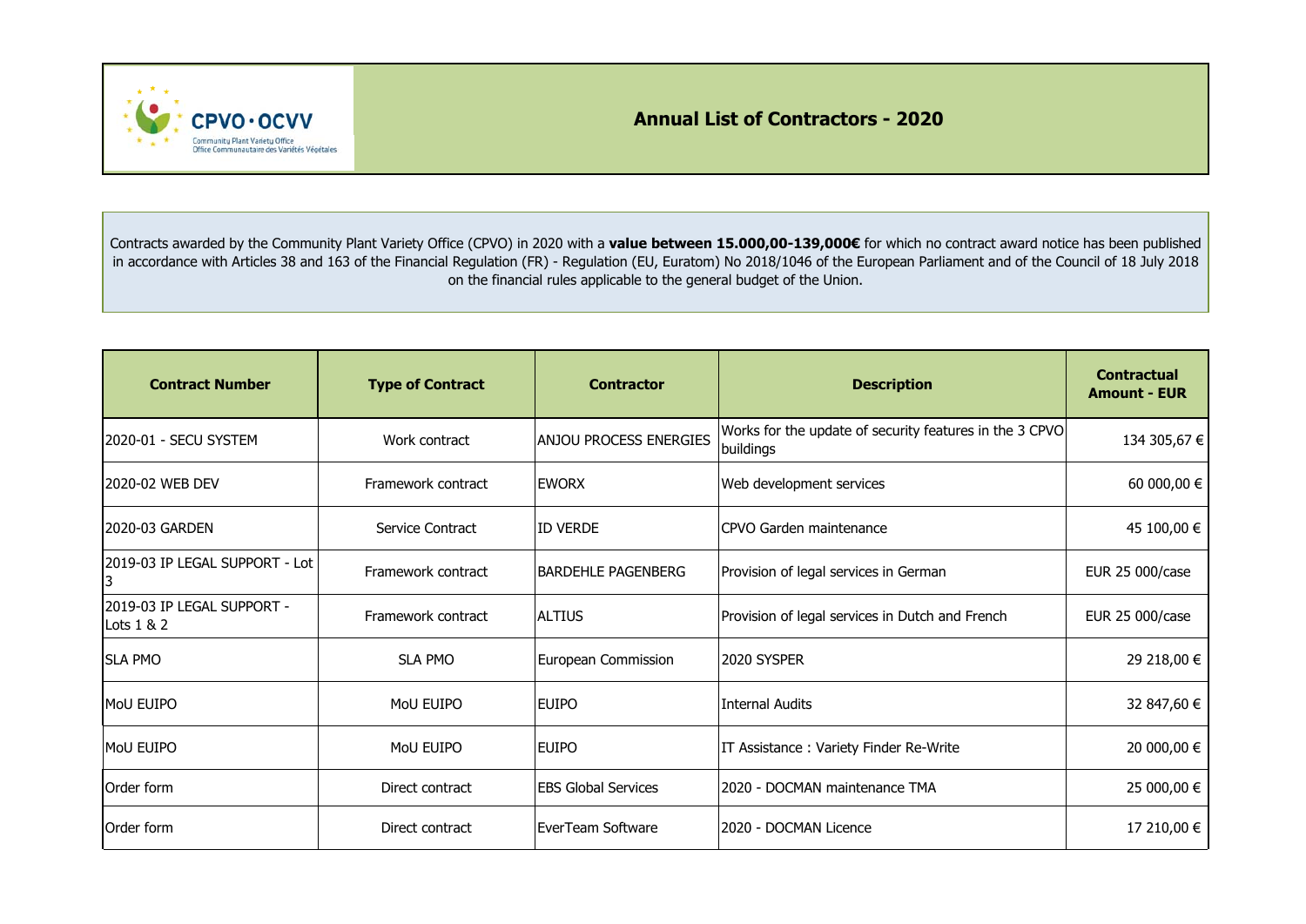# Annual List of Contractors - 2020

Contracts awarded by the Community Plant Variety Office (CPVO) in 2020 with a **value between 15.000,00-139,000€** for which no contract award notice has been published in accordance with Articles 38 and 163 of the Financial Regulation (FR) - Regulation (EU, Euratom) No 2018/1046 of the European Parliament and of the Council of 18 July 2018 on the financial rules applicable to the general budget of the Union.

| Contract Number | Type of Contract | Contractor | Description | Contractual Amount - EUR |
|---|---|---|---|---|
| 2020-01 - SECU SYSTEM | Work contract | ANJOU PROCESS ENERGIES | Works for the update of security features in the 3 CPVO buildings | 134 305,67 € |
| 2020-02 WEB DEV | Framework contract | EWORX | Web development services | 60 000,00 € |
| 2020-03 GARDEN | Service Contract | ID VERDE | CPVO Garden maintenance | 45 100,00 € |
| 2019-03 IP LEGAL SUPPORT - Lot 3 | Framework contract | BARDEHLE PAGENBERG | Provision of legal services in German | EUR 25 000/case |
| 2019-03 IP LEGAL SUPPORT - Lots 1 & 2 | Framework contract | ALTIUS | Provision of legal services in Dutch and French | EUR 25 000/case |
| SLA PMO | SLA PMO | European Commission | 2020 SYSPER | 29 218,00 € |
| MoU EUIPO | MoU EUIPO | EUIPO | Internal Audits | 32 847,60 € |
| MoU EUIPO | MoU EUIPO | EUIPO | IT Assistance : Variety Finder Re-Write | 20 000,00 € |
| Order form | Direct contract | EBS Global Services | 2020 - DOCMAN maintenance TMA | 25 000,00 € |
| Order form | Direct contract | EverTeam Software | 2020 - DOCMAN Licence | 17 210,00 € |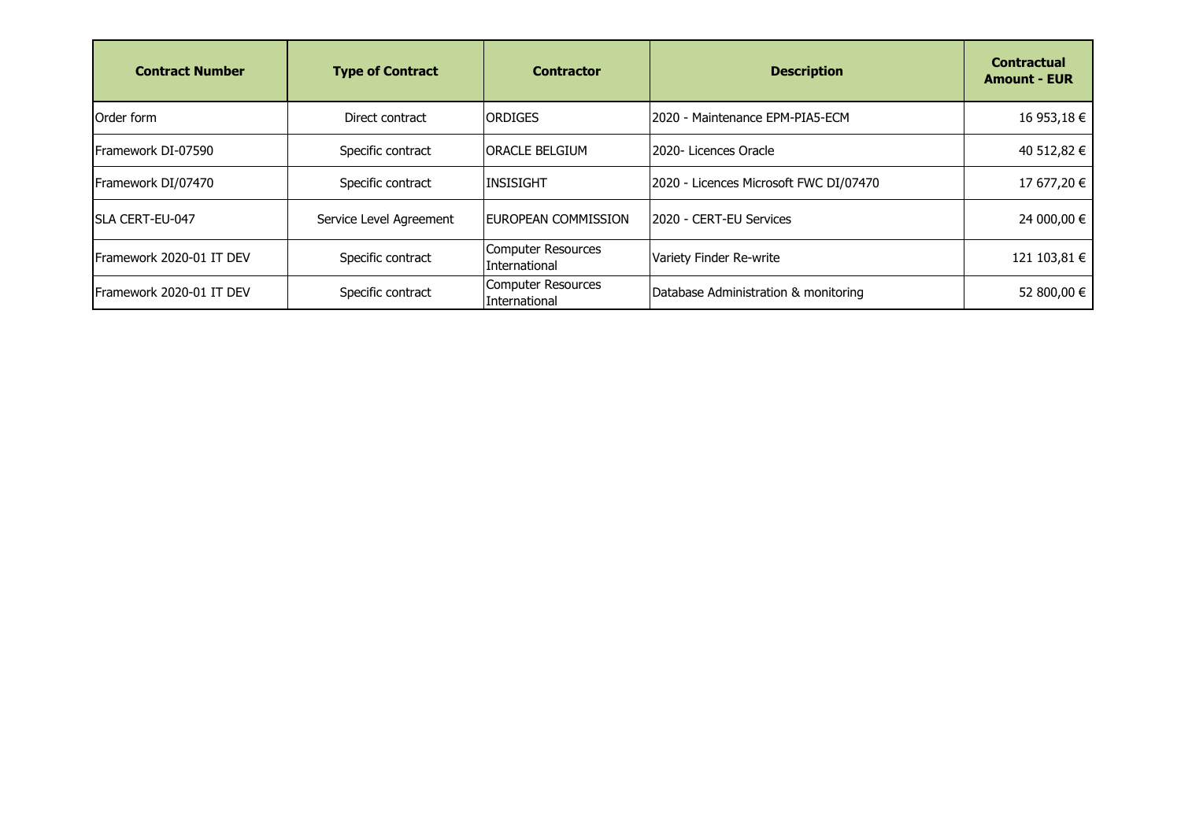| Contract Number | Type of Contract | Contractor | Description | Contractual Amount - EUR |
|---|---|---|---|---|
| Order form | Direct contract | ORDIGES | 2020 - Maintenance EPM-PIA5-ECM | 16 953,18 € |
| Framework DI-07590 | Specific contract | ORACLE BELGIUM | 2020- Licences Oracle | 40 512,82 € |
| Framework DI/07470 | Specific contract | INSISIGHT | 2020 - Licences Microsoft FWC DI/07470 | 17 677,20 € |
| SLA CERT-EU-047 | Service Level Agreement | EUROPEAN COMMISSION | 2020 - CERT-EU Services | 24 000,00 € |
| Framework 2020-01 IT DEV | Specific contract | Computer Resources International | Variety Finder Re-write | 121 103,81 € |
| Framework 2020-01 IT DEV | Specific contract | Computer Resources International | Database Administration & monitoring | 52 800,00 € |